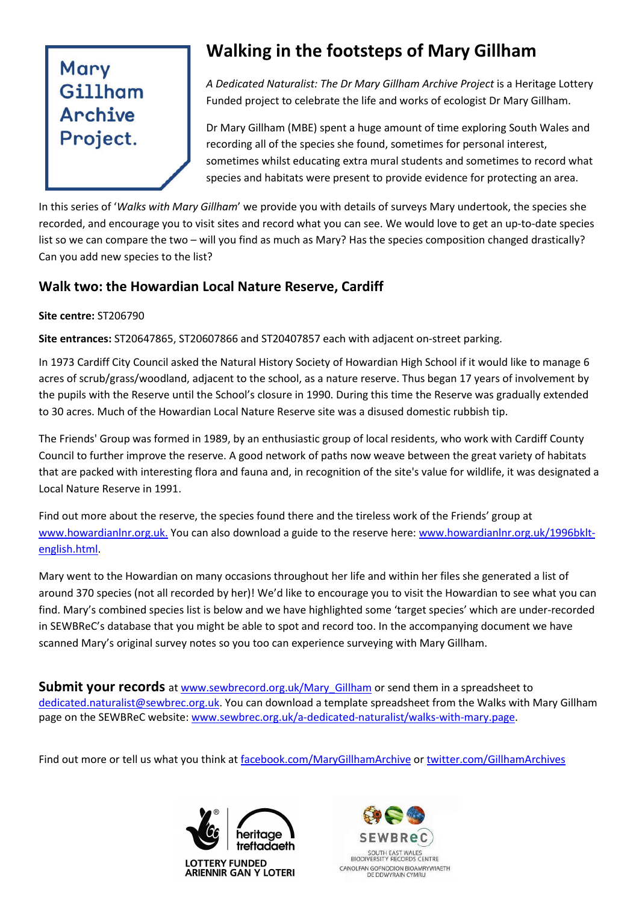Mary Gillham Archive Project.

# Walking in the footsteps of Mary Gillham

*A Dedicated Naturalist: The Dr Mary Gillham Archive Project* is a Heritage Lottery Funded project to celebrate the life and works of ecologist Dr Mary Gillham.

Dr Mary Gillham (MBE) spent a huge amount of time exploring South Wales and recording all of the species she found, sometimes for personal interest, sometimes whilst educating extra mural students and sometimes to record what species and habitats were present to provide evidence for protecting an area.

In this series of '*Walks with Mary Gillham*' we provide you with details of surveys Mary undertook, the species she recorded, and encourage you to visit sites and record what you can see. We would love to get an up-to-date species list so we can compare the two – will you find as much as Mary? Has the species composition changed drastically? Can you add new species to the list?

## Walk two: the Howardian Local Nature Reserve, Cardiff

**Site centre:** ST206790

**Site entrances:** ST20647865, ST20607866 and ST20407857 each with adjacent on-street parking.

In 1973 Cardiff City Council asked the Natural History Society of Howardian High School if it would like to manage 6 acres of scrub/grass/woodland, adjacent to the school, as a nature reserve. Thus began 17 years of involvement by the pupils with the Reserve until the School's closure in 1990. During this time the Reserve was gradually extended to 30 acres. Much of the Howardian Local Nature Reserve site was a disused domestic rubbish tip.

The Friends' Group was formed in 1989, by an enthusiastic group of local residents, who work with Cardiff County Council to further improve the reserve. A good network of paths now weave between the great variety of habitats that are packed with interesting flora and fauna and, in recognition of the site's value for wildlife, it was designated a Local Nature Reserve in 1991.

Find out more about the reserve, the species found there and the tireless work of the Friends' group at www.howardianlnr.org.uk. You can also download a guide to the reserve here: www.howardianlnr.org.uk/1996bklt-english.html.

Mary went to the Howardian on many occasions throughout her life and within her files she generated a list of around 370 species (not all recorded by her)! We'd like to encourage you to visit the Howardian to see what you can find. Mary's combined species list is below and we have highlighted some 'target species' which are under-recorded in SEWBReC's database that you might be able to spot and record too. In the accompanying document we have scanned Mary's original survey notes so you too can experience surveying with Mary Gillham.

**Submit your records** at www.sewbrecord.org.uk/Mary_Gillham or send them in a spreadsheet to dedicated.naturalist@sewbrec.org.uk. You can download a template spreadsheet from the Walks with Mary Gillham page on the SEWBReC website: www.sewbrec.org.uk/a-dedicated-naturalist/walks-with-mary.page.

Find out more or tell us what you think at facebook.com/MaryGillhamArchive or twitter.com/GillhamArchives

heritage treftadaeth
LOTTERY FUNDED
ARIENNIR GAN Y LOTERI

SEWBReC
SOUTH EAST WALES BIODIVERSITY RECORDS CENTRE
CANOLFAN GOFNODION BIOAMRYWIAETH DE DDWYRAIN CYMRU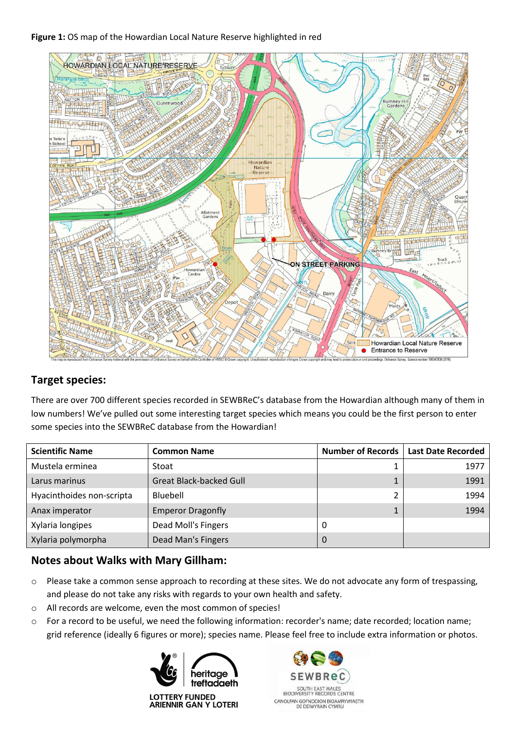**Figure 1:** OS map of the Howardian Local Nature Reserve highlighted in red

## Target species:

There are over 700 different species recorded in SEWBReC's database from the Howardian although many of them in low numbers! We've pulled out some interesting target species which means you could be the first person to enter some species into the SEWBReC database from the Howardian!

| Scientific Name | Common Name | Number of Records | Last Date Recorded |
|---|---|---|---|
| Mustela erminea | Stoat | 1 | 1977 |
| Larus marinus | Great Black-backed Gull | 1 | 1991 |
| Hyacinthoides non-scripta | Bluebell | 2 | 1994 |
| Anax imperator | Emperor Dragonfly | 1 | 1994 |
| Xylaria longipes | Dead Moll's Fingers | 0 | |
| Xylaria polymorpha | Dead Man's Fingers | 0 | |

## Notes about Walks with Mary Gillham:

- Please take a common sense approach to recording at these sites. We do not advocate any form of trespassing, and please do not take any risks with regards to your own health and safety.
- All records are welcome, even the most common of species!
- For a record to be useful, we need the following information: recorder's name; date recorded; location name; grid reference (ideally 6 figures or more); species name. Please feel free to include extra information or photos.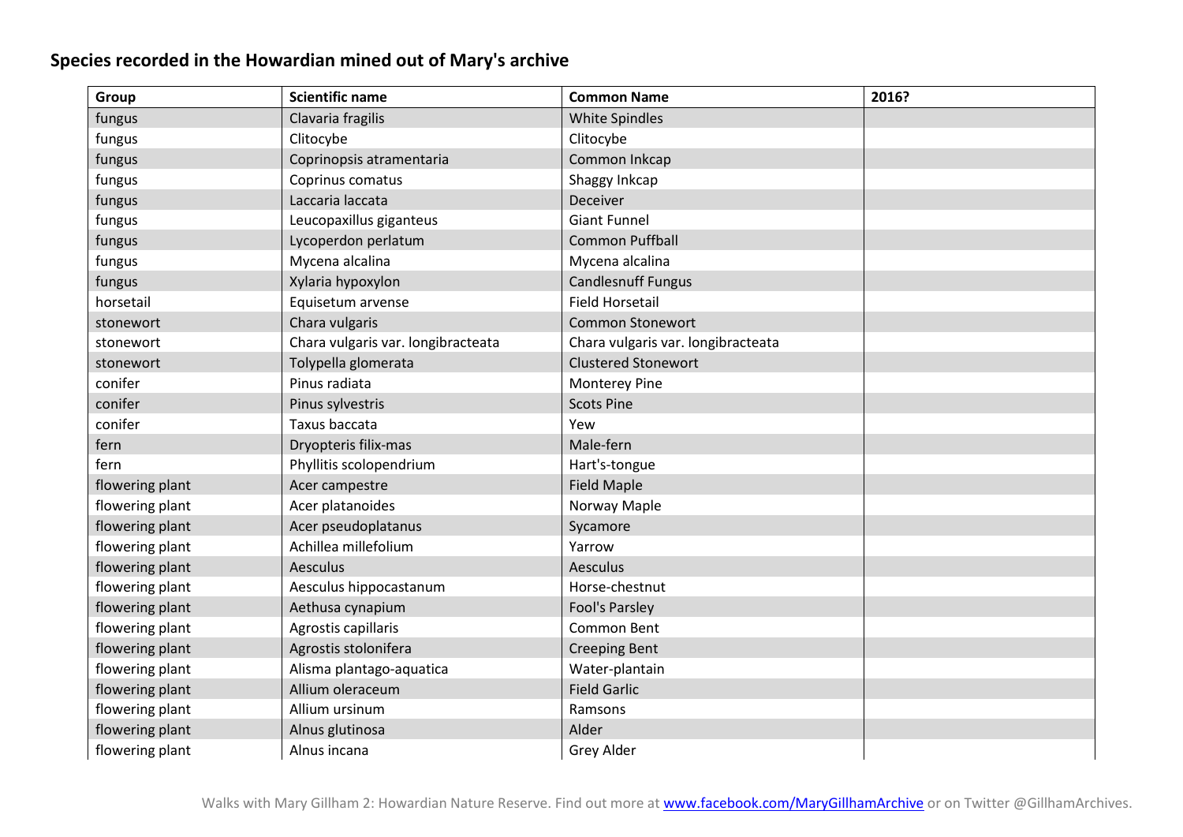## Species recorded in the Howardian mined out of Mary's archive

| Group | Scientific name | Common Name | 2016? |
|---|---|---|---|
| fungus | Clavaria fragilis | White Spindles | |
| fungus | Clitocybe | Clitocybe | |
| fungus | Coprinopsis atramentaria | Common Inkcap | |
| fungus | Coprinus comatus | Shaggy Inkcap | |
| fungus | Laccaria laccata | Deceiver | |
| fungus | Leucopaxillus giganteus | Giant Funnel | |
| fungus | Lycoperdon perlatum | Common Puffball | |
| fungus | Mycena alcalina | Mycena alcalina | |
| fungus | Xylaria hypoxylon | Candlesnuff Fungus | |
| horsetail | Equisetum arvense | Field Horsetail | |
| stonewort | Chara vulgaris | Common Stonewort | |
| stonewort | Chara vulgaris var. longibracteata | Chara vulgaris var. longibracteata | |
| stonewort | Tolypella glomerata | Clustered Stonewort | |
| conifer | Pinus radiata | Monterey Pine | |
| conifer | Pinus sylvestris | Scots Pine | |
| conifer | Taxus baccata | Yew | |
| fern | Dryopteris filix-mas | Male-fern | |
| fern | Phyllitis scolopendrium | Hart's-tongue | |
| flowering plant | Acer campestre | Field Maple | |
| flowering plant | Acer platanoides | Norway Maple | |
| flowering plant | Acer pseudoplatanus | Sycamore | |
| flowering plant | Achillea millefolium | Yarrow | |
| flowering plant | Aesculus | Aesculus | |
| flowering plant | Aesculus hippocastanum | Horse-chestnut | |
| flowering plant | Aethusa cynapium | Fool's Parsley | |
| flowering plant | Agrostis capillaris | Common Bent | |
| flowering plant | Agrostis stolonifera | Creeping Bent | |
| flowering plant | Alisma plantago-aquatica | Water-plantain | |
| flowering plant | Allium oleraceum | Field Garlic | |
| flowering plant | Allium ursinum | Ramsons | |
| flowering plant | Alnus glutinosa | Alder | |
| flowering plant | Alnus incana | Grey Alder | |

Walks with Mary Gillham 2: Howardian Nature Reserve. Find out more at www.facebook.com/MaryGillhamArchive or on Twitter @GillhamArchives.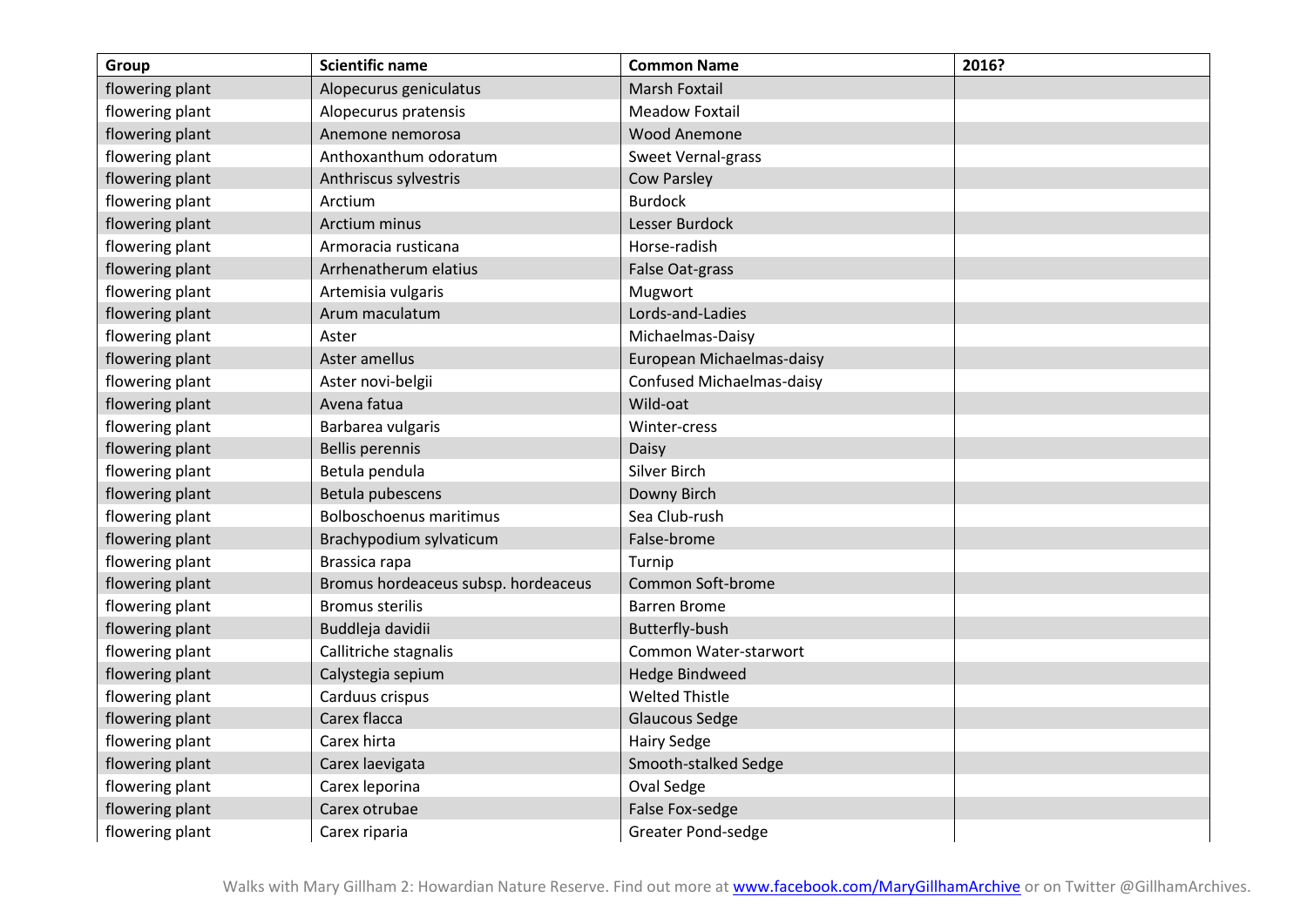| Group | Scientific name | Common Name | 2016? |
| --- | --- | --- | --- |
| flowering plant | Alopecurus geniculatus | Marsh Foxtail | |
| flowering plant | Alopecurus pratensis | Meadow Foxtail | |
| flowering plant | Anemone nemorosa | Wood Anemone | |
| flowering plant | Anthoxanthum odoratum | Sweet Vernal-grass | |
| flowering plant | Anthriscus sylvestris | Cow Parsley | |
| flowering plant | Arctium | Burdock | |
| flowering plant | Arctium minus | Lesser Burdock | |
| flowering plant | Armoracia rusticana | Horse-radish | |
| flowering plant | Arrhenatherum elatius | False Oat-grass | |
| flowering plant | Artemisia vulgaris | Mugwort | |
| flowering plant | Arum maculatum | Lords-and-Ladies | |
| flowering plant | Aster | Michaelmas-Daisy | |
| flowering plant | Aster amellus | European Michaelmas-daisy | |
| flowering plant | Aster novi-belgii | Confused Michaelmas-daisy | |
| flowering plant | Avena fatua | Wild-oat | |
| flowering plant | Barbarea vulgaris | Winter-cress | |
| flowering plant | Bellis perennis | Daisy | |
| flowering plant | Betula pendula | Silver Birch | |
| flowering plant | Betula pubescens | Downy Birch | |
| flowering plant | Bolboschoenus maritimus | Sea Club-rush | |
| flowering plant | Brachypodium sylvaticum | False-brome | |
| flowering plant | Brassica rapa | Turnip | |
| flowering plant | Bromus hordeaceus subsp. hordeaceus | Common Soft-brome | |
| flowering plant | Bromus sterilis | Barren Brome | |
| flowering plant | Buddleja davidii | Butterfly-bush | |
| flowering plant | Callitriche stagnalis | Common Water-starwort | |
| flowering plant | Calystegia sepium | Hedge Bindweed | |
| flowering plant | Carduus crispus | Welted Thistle | |
| flowering plant | Carex flacca | Glaucous Sedge | |
| flowering plant | Carex hirta | Hairy Sedge | |
| flowering plant | Carex laevigata | Smooth-stalked Sedge | |
| flowering plant | Carex leporina | Oval Sedge | |
| flowering plant | Carex otrubae | False Fox-sedge | |
| flowering plant | Carex riparia | Greater Pond-sedge | |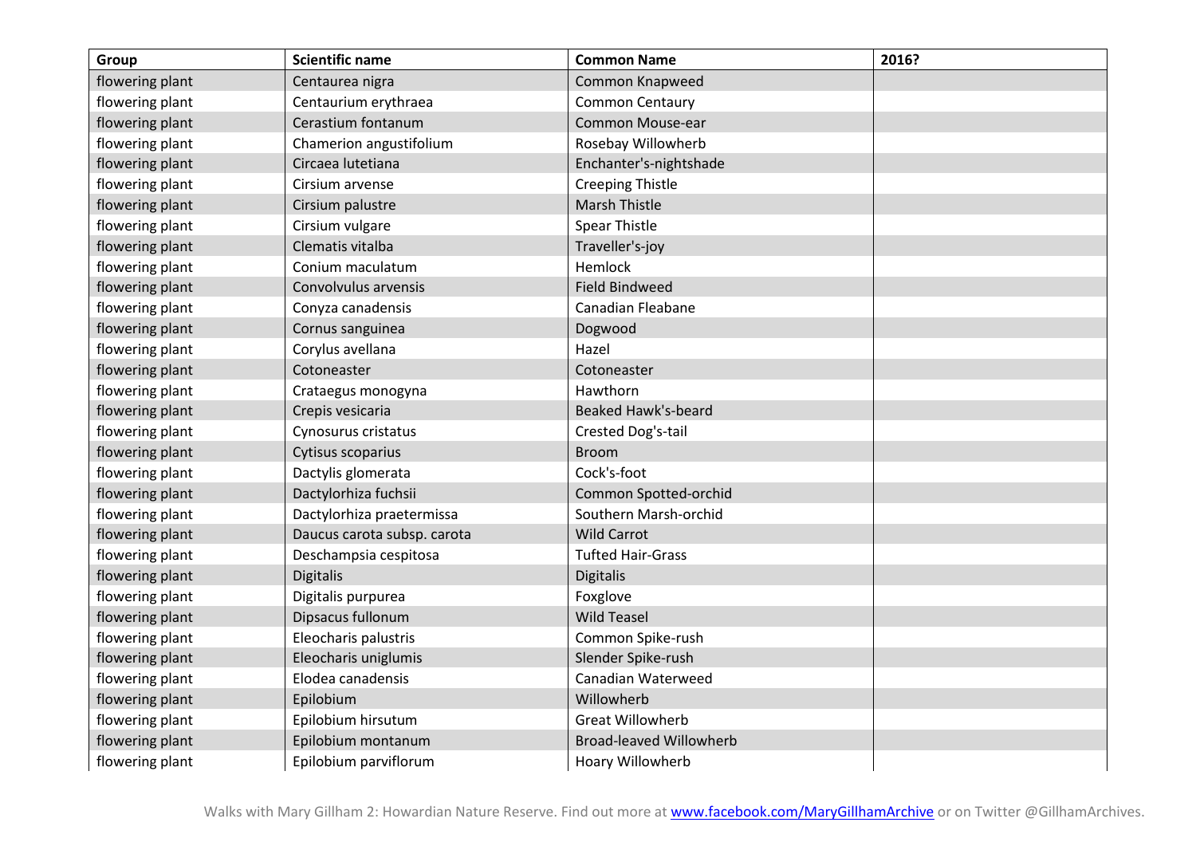| Group | Scientific name | Common Name | 2016? |
|---|---|---|---|
| flowering plant | Centaurea nigra | Common Knapweed | |
| flowering plant | Centaurium erythraea | Common Centaury | |
| flowering plant | Cerastium fontanum | Common Mouse-ear | |
| flowering plant | Chamerion angustifolium | Rosebay Willowherb | |
| flowering plant | Circaea lutetiana | Enchanter's-nightshade | |
| flowering plant | Cirsium arvense | Creeping Thistle | |
| flowering plant | Cirsium palustre | Marsh Thistle | |
| flowering plant | Cirsium vulgare | Spear Thistle | |
| flowering plant | Clematis vitalba | Traveller's-joy | |
| flowering plant | Conium maculatum | Hemlock | |
| flowering plant | Convolvulus arvensis | Field Bindweed | |
| flowering plant | Conyza canadensis | Canadian Fleabane | |
| flowering plant | Cornus sanguinea | Dogwood | |
| flowering plant | Corylus avellana | Hazel | |
| flowering plant | Cotoneaster | Cotoneaster | |
| flowering plant | Crataegus monogyna | Hawthorn | |
| flowering plant | Crepis vesicaria | Beaked Hawk's-beard | |
| flowering plant | Cynosurus cristatus | Crested Dog's-tail | |
| flowering plant | Cytisus scoparius | Broom | |
| flowering plant | Dactylis glomerata | Cock's-foot | |
| flowering plant | Dactylorhiza fuchsii | Common Spotted-orchid | |
| flowering plant | Dactylorhiza praetermissa | Southern Marsh-orchid | |
| flowering plant | Daucus carota subsp. carota | Wild Carrot | |
| flowering plant | Deschampsia cespitosa | Tufted Hair-Grass | |
| flowering plant | Digitalis | Digitalis | |
| flowering plant | Digitalis purpurea | Foxglove | |
| flowering plant | Dipsacus fullonum | Wild Teasel | |
| flowering plant | Eleocharis palustris | Common Spike-rush | |
| flowering plant | Eleocharis uniglumis | Slender Spike-rush | |
| flowering plant | Elodea canadensis | Canadian Waterweed | |
| flowering plant | Epilobium | Willowherb | |
| flowering plant | Epilobium hirsutum | Great Willowherb | |
| flowering plant | Epilobium montanum | Broad-leaved Willowherb | |
| flowering plant | Epilobium parviflorum | Hoary Willowherb | |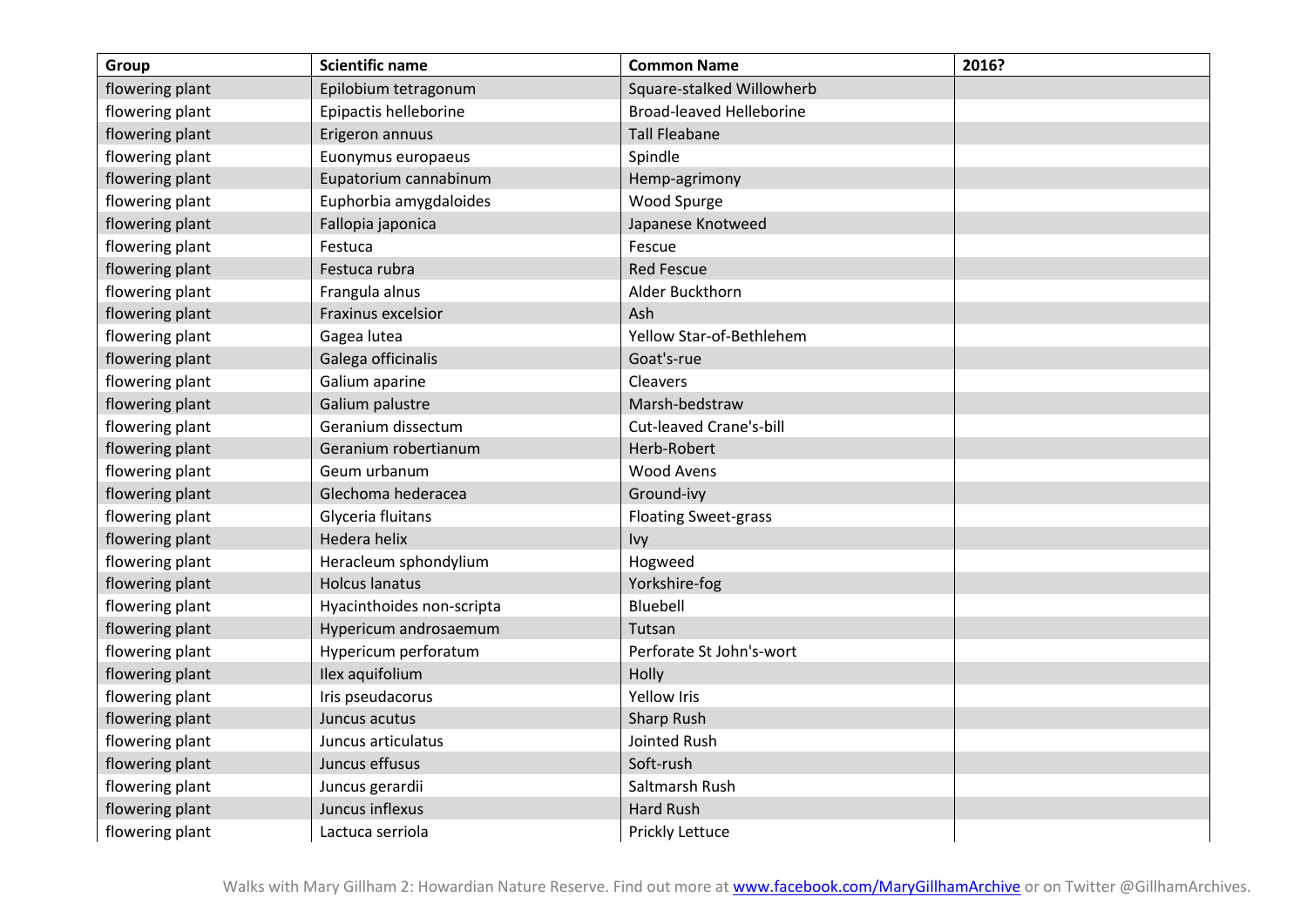| Group | Scientific name | Common Name | 2016? |
|---|---|---|---|
| flowering plant | Epilobium tetragonum | Square-stalked Willowherb | |
| flowering plant | Epipactis helleborine | Broad-leaved Helleborine | |
| flowering plant | Erigeron annuus | Tall Fleabane | |
| flowering plant | Euonymus europaeus | Spindle | |
| flowering plant | Eupatorium cannabinum | Hemp-agrimony | |
| flowering plant | Euphorbia amygdaloides | Wood Spurge | |
| flowering plant | Fallopia japonica | Japanese Knotweed | |
| flowering plant | Festuca | Fescue | |
| flowering plant | Festuca rubra | Red Fescue | |
| flowering plant | Frangula alnus | Alder Buckthorn | |
| flowering plant | Fraxinus excelsior | Ash | |
| flowering plant | Gagea lutea | Yellow Star-of-Bethlehem | |
| flowering plant | Galega officinalis | Goat's-rue | |
| flowering plant | Galium aparine | Cleavers | |
| flowering plant | Galium palustre | Marsh-bedstraw | |
| flowering plant | Geranium dissectum | Cut-leaved Crane's-bill | |
| flowering plant | Geranium robertianum | Herb-Robert | |
| flowering plant | Geum urbanum | Wood Avens | |
| flowering plant | Glechoma hederacea | Ground-ivy | |
| flowering plant | Glyceria fluitans | Floating Sweet-grass | |
| flowering plant | Hedera helix | Ivy | |
| flowering plant | Heracleum sphondylium | Hogweed | |
| flowering plant | Holcus lanatus | Yorkshire-fog | |
| flowering plant | Hyacinthoides non-scripta | Bluebell | |
| flowering plant | Hypericum androsaemum | Tutsan | |
| flowering plant | Hypericum perforatum | Perforate St John's-wort | |
| flowering plant | Ilex aquifolium | Holly | |
| flowering plant | Iris pseudacorus | Yellow Iris | |
| flowering plant | Juncus acutus | Sharp Rush | |
| flowering plant | Juncus articulatus | Jointed Rush | |
| flowering plant | Juncus effusus | Soft-rush | |
| flowering plant | Juncus gerardii | Saltmarsh Rush | |
| flowering plant | Juncus inflexus | Hard Rush | |
| flowering plant | Lactuca serriola | Prickly Lettuce | |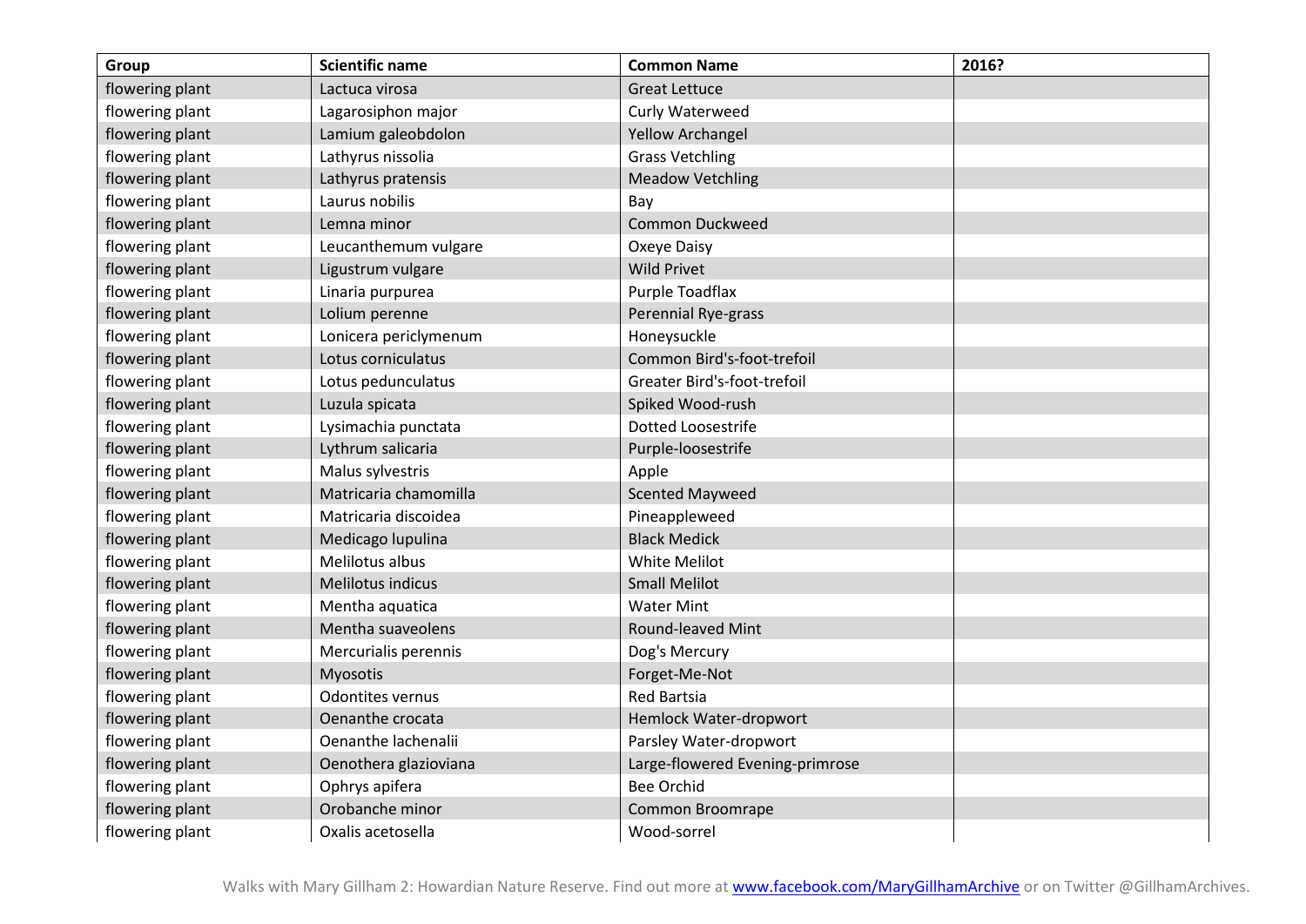| Group | Scientific name | Common Name | 2016? |
|---|---|---|---|
| flowering plant | Lactuca virosa | Great Lettuce | |
| flowering plant | Lagarosiphon major | Curly Waterweed | |
| flowering plant | Lamium galeobdolon | Yellow Archangel | |
| flowering plant | Lathyrus nissolia | Grass Vetchling | |
| flowering plant | Lathyrus pratensis | Meadow Vetchling | |
| flowering plant | Laurus nobilis | Bay | |
| flowering plant | Lemna minor | Common Duckweed | |
| flowering plant | Leucanthemum vulgare | Oxeye Daisy | |
| flowering plant | Ligustrum vulgare | Wild Privet | |
| flowering plant | Linaria purpurea | Purple Toadflax | |
| flowering plant | Lolium perenne | Perennial Rye-grass | |
| flowering plant | Lonicera periclymenum | Honeysuckle | |
| flowering plant | Lotus corniculatus | Common Bird's-foot-trefoil | |
| flowering plant | Lotus pedunculatus | Greater Bird's-foot-trefoil | |
| flowering plant | Luzula spicata | Spiked Wood-rush | |
| flowering plant | Lysimachia punctata | Dotted Loosestrife | |
| flowering plant | Lythrum salicaria | Purple-loosestrife | |
| flowering plant | Malus sylvestris | Apple | |
| flowering plant | Matricaria chamomilla | Scented Mayweed | |
| flowering plant | Matricaria discoidea | Pineappleweed | |
| flowering plant | Medicago lupulina | Black Medick | |
| flowering plant | Melilotus albus | White Melilot | |
| flowering plant | Melilotus indicus | Small Melilot | |
| flowering plant | Mentha aquatica | Water Mint | |
| flowering plant | Mentha suaveolens | Round-leaved Mint | |
| flowering plant | Mercurialis perennis | Dog's Mercury | |
| flowering plant | Myosotis | Forget-Me-Not | |
| flowering plant | Odontites vernus | Red Bartsia | |
| flowering plant | Oenanthe crocata | Hemlock Water-dropwort | |
| flowering plant | Oenanthe lachenalii | Parsley Water-dropwort | |
| flowering plant | Oenothera glazioviana | Large-flowered Evening-primrose | |
| flowering plant | Ophrys apifera | Bee Orchid | |
| flowering plant | Orobanche minor | Common Broomrape | |
| flowering plant | Oxalis acetosella | Wood-sorrel | |

Walks with Mary Gillham 2: Howardian Nature Reserve. Find out more at [www.facebook.com/MaryGillhamArchive](http://www.facebook.com/MaryGillhamArchive) or on Twitter @GillhamArchives.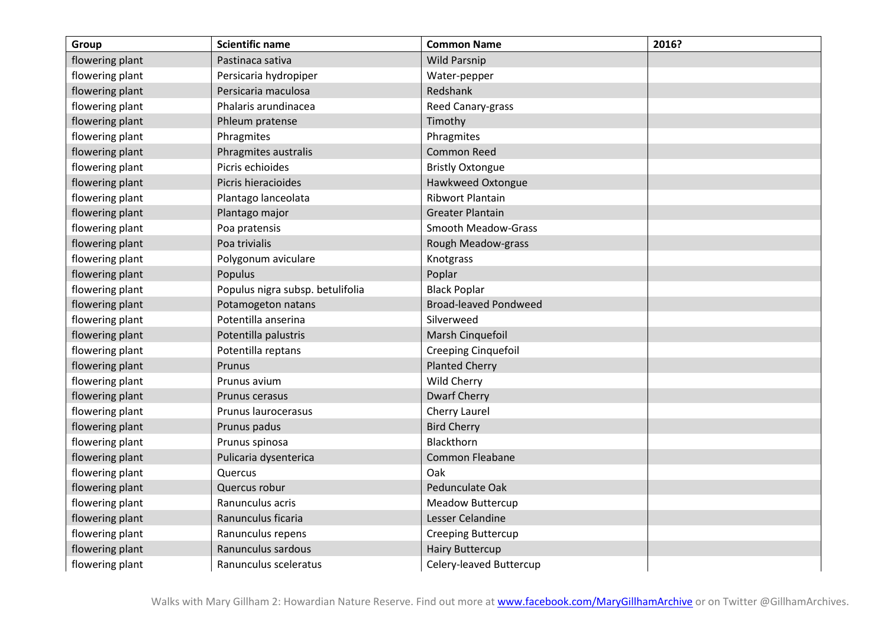| Group | Scientific name | Common Name | 2016? |
|---|---|---|---|
| flowering plant | Pastinaca sativa | Wild Parsnip | |
| flowering plant | Persicaria hydropiper | Water-pepper | |
| flowering plant | Persicaria maculosa | Redshank | |
| flowering plant | Phalaris arundinacea | Reed Canary-grass | |
| flowering plant | Phleum pratense | Timothy | |
| flowering plant | Phragmites | Phragmites | |
| flowering plant | Phragmites australis | Common Reed | |
| flowering plant | Picris echioides | Bristly Oxtongue | |
| flowering plant | Picris hieracioides | Hawkweed Oxtongue | |
| flowering plant | Plantago lanceolata | Ribwort Plantain | |
| flowering plant | Plantago major | Greater Plantain | |
| flowering plant | Poa pratensis | Smooth Meadow-Grass | |
| flowering plant | Poa trivialis | Rough Meadow-grass | |
| flowering plant | Polygonum aviculare | Knotgrass | |
| flowering plant | Populus | Poplar | |
| flowering plant | Populus nigra subsp. betulifolia | Black Poplar | |
| flowering plant | Potamogeton natans | Broad-leaved Pondweed | |
| flowering plant | Potentilla anserina | Silverweed | |
| flowering plant | Potentilla palustris | Marsh Cinquefoil | |
| flowering plant | Potentilla reptans | Creeping Cinquefoil | |
| flowering plant | Prunus | Planted Cherry | |
| flowering plant | Prunus avium | Wild Cherry | |
| flowering plant | Prunus cerasus | Dwarf Cherry | |
| flowering plant | Prunus laurocerasus | Cherry Laurel | |
| flowering plant | Prunus padus | Bird Cherry | |
| flowering plant | Prunus spinosa | Blackthorn | |
| flowering plant | Pulicaria dysenterica | Common Fleabane | |
| flowering plant | Quercus | Oak | |
| flowering plant | Quercus robur | Pedunculate Oak | |
| flowering plant | Ranunculus acris | Meadow Buttercup | |
| flowering plant | Ranunculus ficaria | Lesser Celandine | |
| flowering plant | Ranunculus repens | Creeping Buttercup | |
| flowering plant | Ranunculus sardous | Hairy Buttercup | |
| flowering plant | Ranunculus sceleratus | Celery-leaved Buttercup | |

Walks with Mary Gillham 2: Howardian Nature Reserve. Find out more at www.facebook.com/MaryGillhamArchive or on Twitter @GillhamArchives.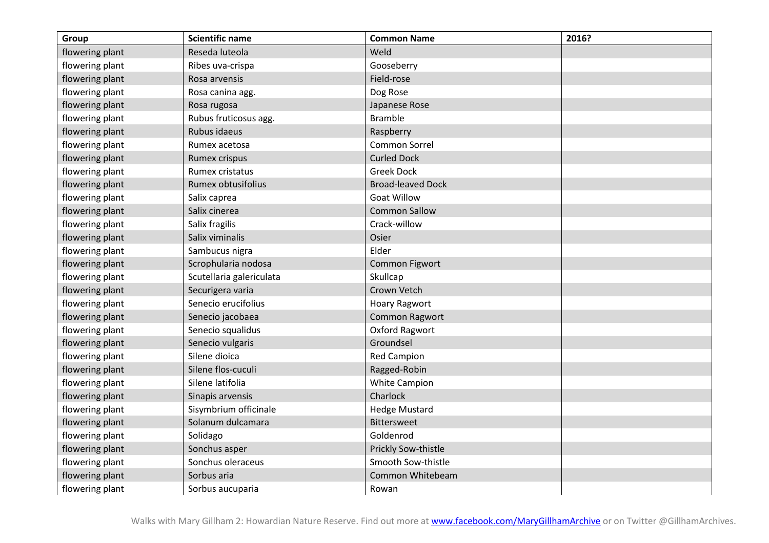| Group | Scientific name | Common Name | 2016? |
|---|---|---|---|
| flowering plant | Reseda luteola | Weld | |
| flowering plant | Ribes uva-crispa | Gooseberry | |
| flowering plant | Rosa arvensis | Field-rose | |
| flowering plant | Rosa canina agg. | Dog Rose | |
| flowering plant | Rosa rugosa | Japanese Rose | |
| flowering plant | Rubus fruticosus agg. | Bramble | |
| flowering plant | Rubus idaeus | Raspberry | |
| flowering plant | Rumex acetosa | Common Sorrel | |
| flowering plant | Rumex crispus | Curled Dock | |
| flowering plant | Rumex cristatus | Greek Dock | |
| flowering plant | Rumex obtusifolius | Broad-leaved Dock | |
| flowering plant | Salix caprea | Goat Willow | |
| flowering plant | Salix cinerea | Common Sallow | |
| flowering plant | Salix fragilis | Crack-willow | |
| flowering plant | Salix viminalis | Osier | |
| flowering plant | Sambucus nigra | Elder | |
| flowering plant | Scrophularia nodosa | Common Figwort | |
| flowering plant | Scutellaria galericulata | Skullcap | |
| flowering plant | Securigera varia | Crown Vetch | |
| flowering plant | Senecio erucifolius | Hoary Ragwort | |
| flowering plant | Senecio jacobaea | Common Ragwort | |
| flowering plant | Senecio squalidus | Oxford Ragwort | |
| flowering plant | Senecio vulgaris | Groundsel | |
| flowering plant | Silene dioica | Red Campion | |
| flowering plant | Silene flos-cuculi | Ragged-Robin | |
| flowering plant | Silene latifolia | White Campion | |
| flowering plant | Sinapis arvensis | Charlock | |
| flowering plant | Sisymbrium officinale | Hedge Mustard | |
| flowering plant | Solanum dulcamara | Bittersweet | |
| flowering plant | Solidago | Goldenrod | |
| flowering plant | Sonchus asper | Prickly Sow-thistle | |
| flowering plant | Sonchus oleraceus | Smooth Sow-thistle | |
| flowering plant | Sorbus aria | Common Whitebeam | |
| flowering plant | Sorbus aucuparia | Rowan | |

Walks with Mary Gillham 2: Howardian Nature Reserve. Find out more at www.facebook.com/MaryGillhamArchive or on Twitter @GillhamArchives.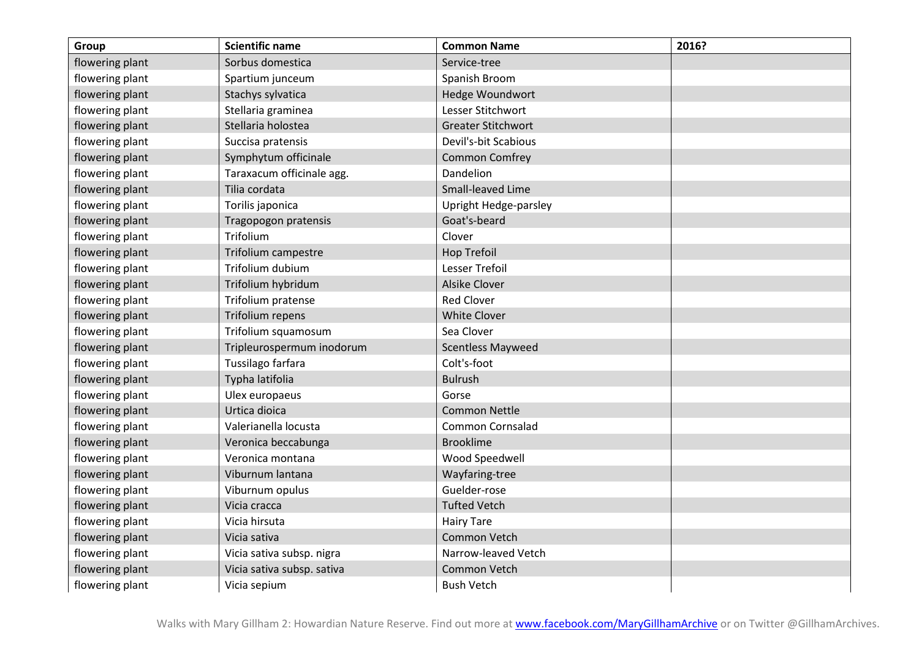| Group | Scientific name | Common Name | 2016? |
|---|---|---|---|
| flowering plant | Sorbus domestica | Service-tree | |
| flowering plant | Spartium junceum | Spanish Broom | |
| flowering plant | Stachys sylvatica | Hedge Woundwort | |
| flowering plant | Stellaria graminea | Lesser Stitchwort | |
| flowering plant | Stellaria holostea | Greater Stitchwort | |
| flowering plant | Succisa pratensis | Devil's-bit Scabious | |
| flowering plant | Symphytum officinale | Common Comfrey | |
| flowering plant | Taraxacum officinale agg. | Dandelion | |
| flowering plant | Tilia cordata | Small-leaved Lime | |
| flowering plant | Torilis japonica | Upright Hedge-parsley | |
| flowering plant | Tragopogon pratensis | Goat's-beard | |
| flowering plant | Trifolium | Clover | |
| flowering plant | Trifolium campestre | Hop Trefoil | |
| flowering plant | Trifolium dubium | Lesser Trefoil | |
| flowering plant | Trifolium hybridum | Alsike Clover | |
| flowering plant | Trifolium pratense | Red Clover | |
| flowering plant | Trifolium repens | White Clover | |
| flowering plant | Trifolium squamosum | Sea Clover | |
| flowering plant | Tripleurospermum inodorum | Scentless Mayweed | |
| flowering plant | Tussilago farfara | Colt's-foot | |
| flowering plant | Typha latifolia | Bulrush | |
| flowering plant | Ulex europaeus | Gorse | |
| flowering plant | Urtica dioica | Common Nettle | |
| flowering plant | Valerianella locusta | Common Cornsalad | |
| flowering plant | Veronica beccabunga | Brooklime | |
| flowering plant | Veronica montana | Wood Speedwell | |
| flowering plant | Viburnum lantana | Wayfaring-tree | |
| flowering plant | Viburnum opulus | Guelder-rose | |
| flowering plant | Vicia cracca | Tufted Vetch | |
| flowering plant | Vicia hirsuta | Hairy Tare | |
| flowering plant | Vicia sativa | Common Vetch | |
| flowering plant | Vicia sativa subsp. nigra | Narrow-leaved Vetch | |
| flowering plant | Vicia sativa subsp. sativa | Common Vetch | |
| flowering plant | Vicia sepium | Bush Vetch | |

Walks with Mary Gillham 2: Howardian Nature Reserve. Find out more at [www.facebook.com/MaryGillhamArchive](http://www.facebook.com/MaryGillhamArchive) or on Twitter @GillhamArchives.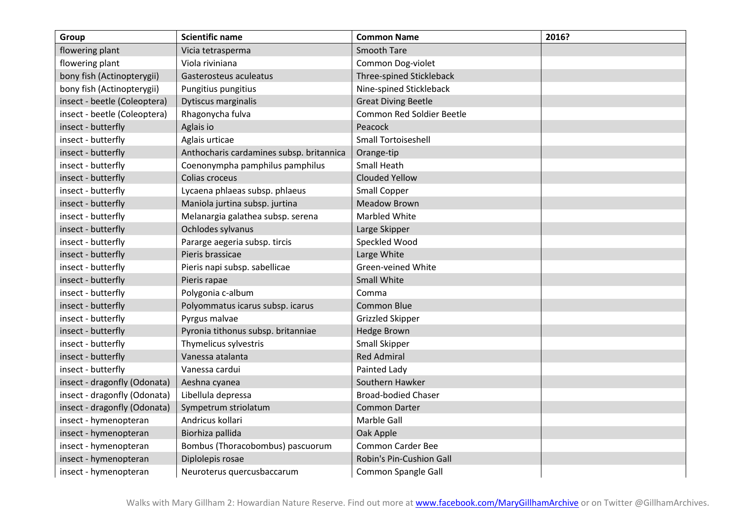| Group | Scientific name | Common Name | 2016? |
| --- | --- | --- | --- |
| flowering plant | Vicia tetrasperma | Smooth Tare | |
| flowering plant | Viola riviniana | Common Dog-violet | |
| bony fish (Actinopterygii) | Gasterosteus aculeatus | Three-spined Stickleback | |
| bony fish (Actinopterygii) | Pungitius pungitius | Nine-spined Stickleback | |
| insect - beetle (Coleoptera) | Dytiscus marginalis | Great Diving Beetle | |
| insect - beetle (Coleoptera) | Rhagonycha fulva | Common Red Soldier Beetle | |
| insect - butterfly | Aglais io | Peacock | |
| insect - butterfly | Aglais urticae | Small Tortoiseshell | |
| insect - butterfly | Anthocharis cardamines subsp. britannica | Orange-tip | |
| insect - butterfly | Coenonympha pamphilus pamphilus | Small Heath | |
| insect - butterfly | Colias croceus | Clouded Yellow | |
| insect - butterfly | Lycaena phlaeas subsp. phlaeus | Small Copper | |
| insect - butterfly | Maniola jurtina subsp. jurtina | Meadow Brown | |
| insect - butterfly | Melanargia galathea subsp. serena | Marbled White | |
| insect - butterfly | Ochlodes sylvanus | Large Skipper | |
| insect - butterfly | Pararge aegeria subsp. tircis | Speckled Wood | |
| insect - butterfly | Pieris brassicae | Large White | |
| insect - butterfly | Pieris napi subsp. sabellicae | Green-veined White | |
| insect - butterfly | Pieris rapae | Small White | |
| insect - butterfly | Polygonia c-album | Comma | |
| insect - butterfly | Polyommatus icarus subsp. icarus | Common Blue | |
| insect - butterfly | Pyrgus malvae | Grizzled Skipper | |
| insect - butterfly | Pyronia tithonus subsp. britanniae | Hedge Brown | |
| insect - butterfly | Thymelicus sylvestris | Small Skipper | |
| insect - butterfly | Vanessa atalanta | Red Admiral | |
| insect - butterfly | Vanessa cardui | Painted Lady | |
| insect - dragonfly (Odonata) | Aeshna cyanea | Southern Hawker | |
| insect - dragonfly (Odonata) | Libellula depressa | Broad-bodied Chaser | |
| insect - dragonfly (Odonata) | Sympetrum striolatum | Common Darter | |
| insect - hymenopteran | Andricus kollari | Marble Gall | |
| insect - hymenopteran | Biorhiza pallida | Oak Apple | |
| insect - hymenopteran | Bombus (Thoracobombus) pascuorum | Common Carder Bee | |
| insect - hymenopteran | Diplolepis rosae | Robin's Pin-Cushion Gall | |
| insect - hymenopteran | Neuroterus quercusbaccarum | Common Spangle Gall | |

Walks with Mary Gillham 2: Howardian Nature Reserve. Find out more at www.facebook.com/MaryGillhamArchive or on Twitter @GillhamArchives.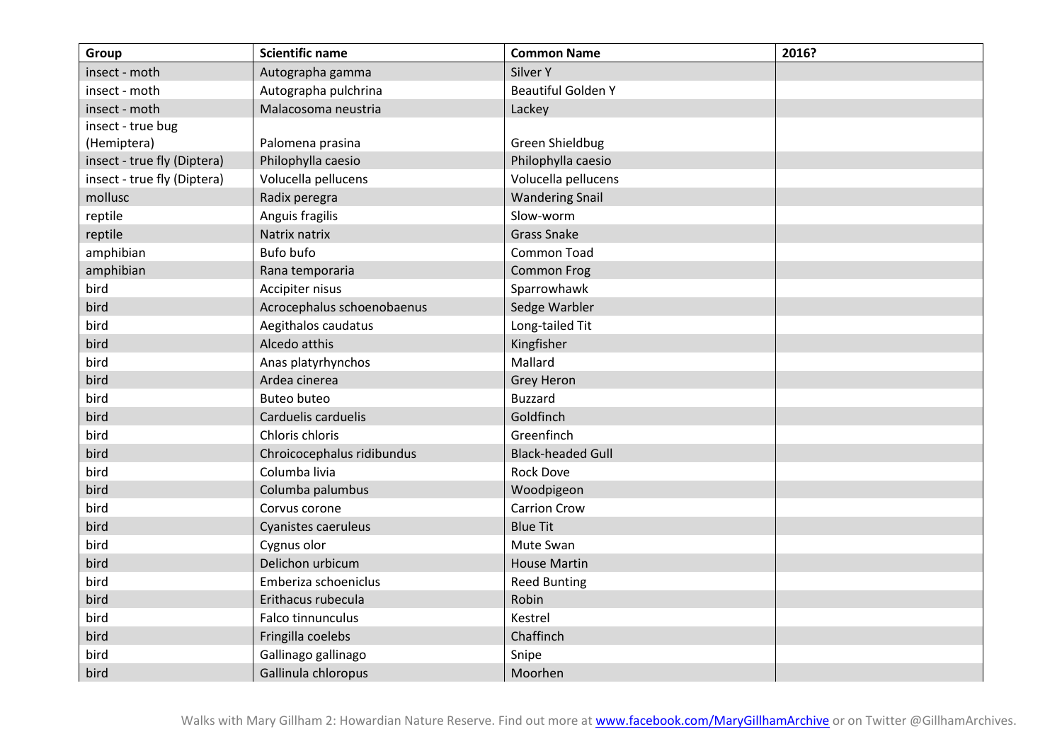| Group | Scientific name | Common Name | 2016? |
|---|---|---|---|
| insect - moth | Autographa gamma | Silver Y | |
| insect - moth | Autographa pulchrina | Beautiful Golden Y | |
| insect - moth | Malacosoma neustria | Lackey | |
| insect - true bug (Hemiptera) | Palomena prasina | Green Shieldbug | |
| insect - true fly (Diptera) | Philophylla caesio | Philophylla caesio | |
| insect - true fly (Diptera) | Volucella pellucens | Volucella pellucens | |
| mollusc | Radix peregra | Wandering Snail | |
| reptile | Anguis fragilis | Slow-worm | |
| reptile | Natrix natrix | Grass Snake | |
| amphibian | Bufo bufo | Common Toad | |
| amphibian | Rana temporaria | Common Frog | |
| bird | Accipiter nisus | Sparrowhawk | |
| bird | Acrocephalus schoenobaenus | Sedge Warbler | |
| bird | Aegithalos caudatus | Long-tailed Tit | |
| bird | Alcedo atthis | Kingfisher | |
| bird | Anas platyrhynchos | Mallard | |
| bird | Ardea cinerea | Grey Heron | |
| bird | Buteo buteo | Buzzard | |
| bird | Carduelis carduelis | Goldfinch | |
| bird | Chloris chloris | Greenfinch | |
| bird | Chroicocephalus ridibundus | Black-headed Gull | |
| bird | Columba livia | Rock Dove | |
| bird | Columba palumbus | Woodpigeon | |
| bird | Corvus corone | Carrion Crow | |
| bird | Cyanistes caeruleus | Blue Tit | |
| bird | Cygnus olor | Mute Swan | |
| bird | Delichon urbicum | House Martin | |
| bird | Emberiza schoeniclus | Reed Bunting | |
| bird | Erithacus rubecula | Robin | |
| bird | Falco tinnunculus | Kestrel | |
| bird | Fringilla coelebs | Chaffinch | |
| bird | Gallinago gallinago | Snipe | |
| bird | Gallinula chloropus | Moorhen | |

Walks with Mary Gillham 2: Howardian Nature Reserve. Find out more at www.facebook.com/MaryGillhamArchive or on Twitter @GillhamArchives.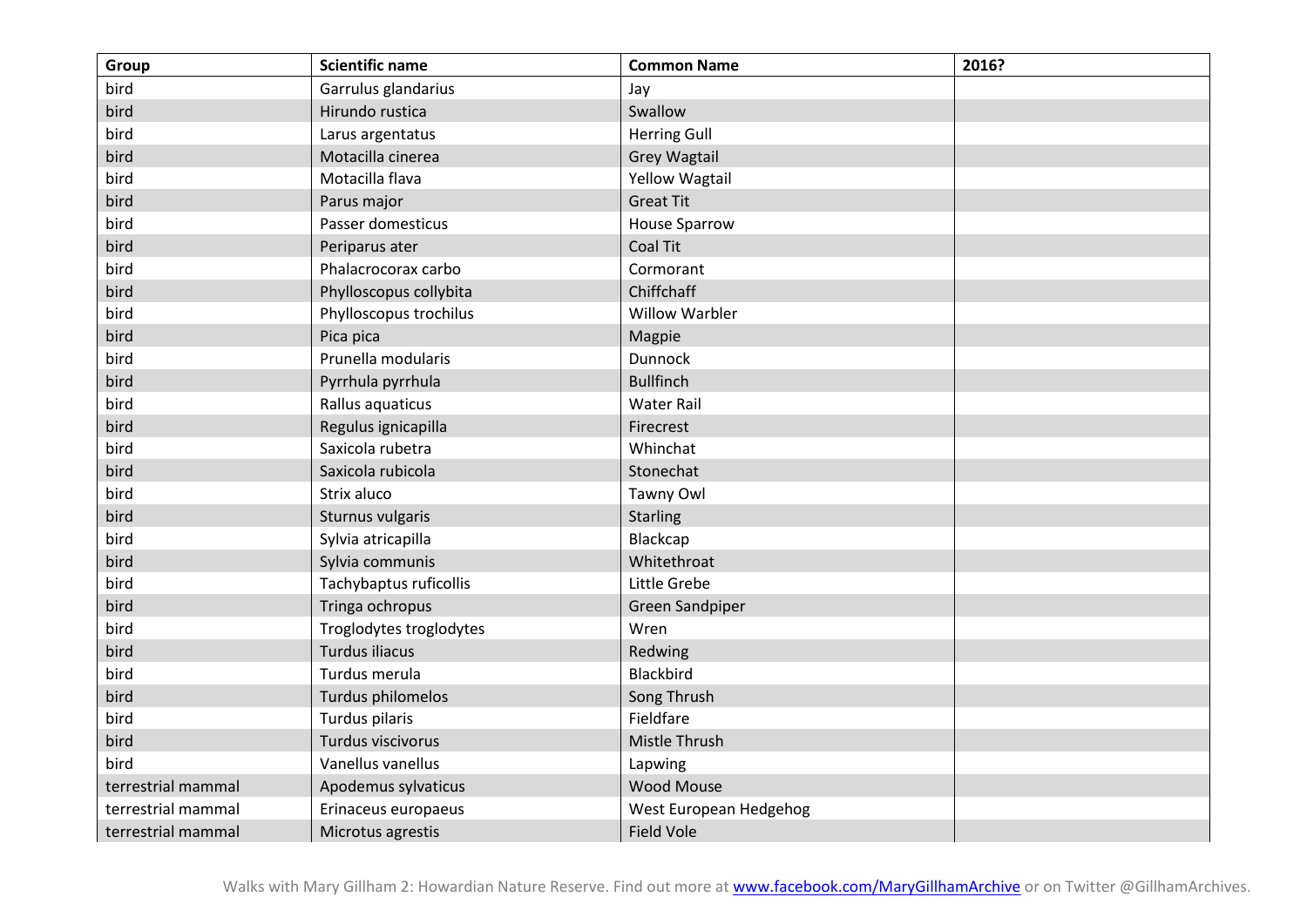| Group | Scientific name | Common Name | 2016? |
|---|---|---|---|
| bird | Garrulus glandarius | Jay | |
| bird | Hirundo rustica | Swallow | |
| bird | Larus argentatus | Herring Gull | |
| bird | Motacilla cinerea | Grey Wagtail | |
| bird | Motacilla flava | Yellow Wagtail | |
| bird | Parus major | Great Tit | |
| bird | Passer domesticus | House Sparrow | |
| bird | Periparus ater | Coal Tit | |
| bird | Phalacrocorax carbo | Cormorant | |
| bird | Phylloscopus collybita | Chiffchaff | |
| bird | Phylloscopus trochilus | Willow Warbler | |
| bird | Pica pica | Magpie | |
| bird | Prunella modularis | Dunnock | |
| bird | Pyrrhula pyrrhula | Bullfinch | |
| bird | Rallus aquaticus | Water Rail | |
| bird | Regulus ignicapilla | Firecrest | |
| bird | Saxicola rubetra | Whinchat | |
| bird | Saxicola rubicola | Stonechat | |
| bird | Strix aluco | Tawny Owl | |
| bird | Sturnus vulgaris | Starling | |
| bird | Sylvia atricapilla | Blackcap | |
| bird | Sylvia communis | Whitethroat | |
| bird | Tachybaptus ruficollis | Little Grebe | |
| bird | Tringa ochropus | Green Sandpiper | |
| bird | Troglodytes troglodytes | Wren | |
| bird | Turdus iliacus | Redwing | |
| bird | Turdus merula | Blackbird | |
| bird | Turdus philomelos | Song Thrush | |
| bird | Turdus pilaris | Fieldfare | |
| bird | Turdus viscivorus | Mistle Thrush | |
| bird | Vanellus vanellus | Lapwing | |
| terrestrial mammal | Apodemus sylvaticus | Wood Mouse | |
| terrestrial mammal | Erinaceus europaeus | West European Hedgehog | |
| terrestrial mammal | Microtus agrestis | Field Vole | |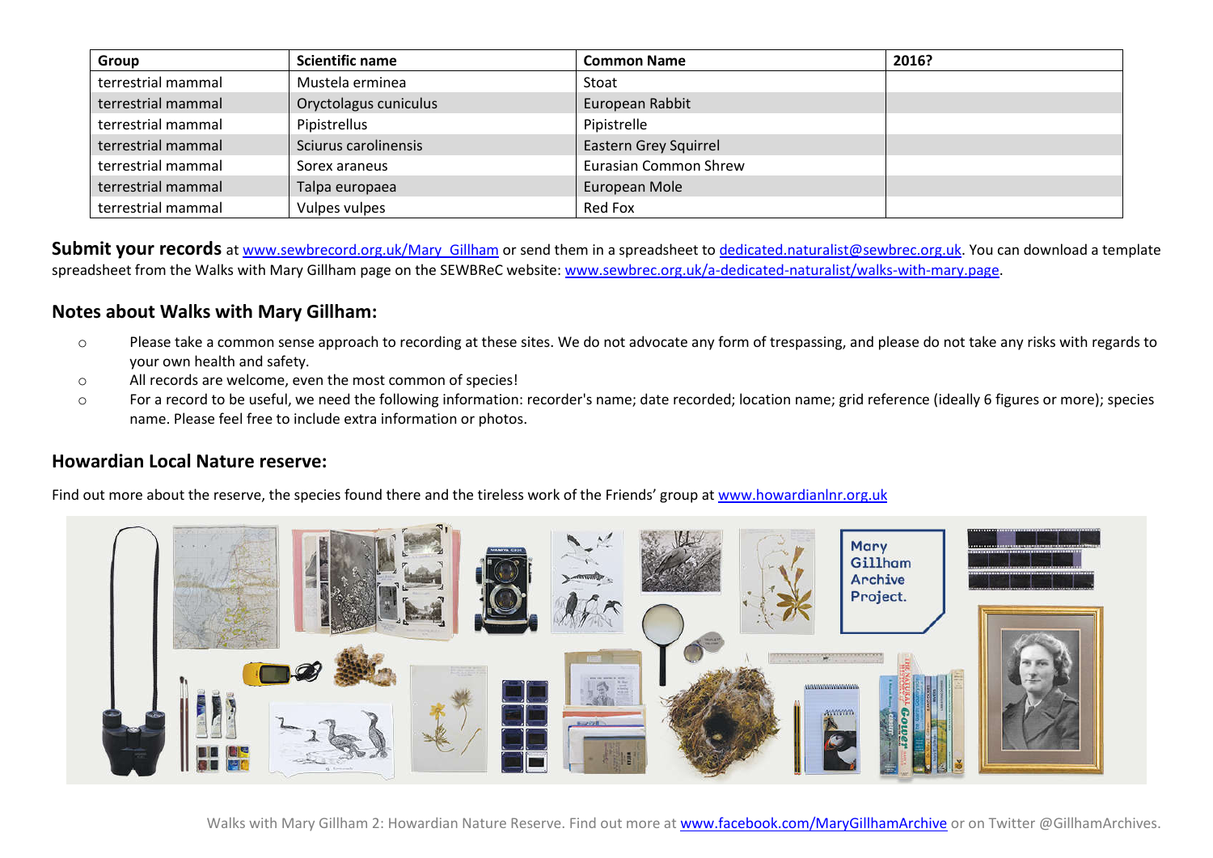| Group | Scientific name | Common Name | 2016? |
|---|---|---|---|
| terrestrial mammal | Mustela erminea | Stoat | |
| terrestrial mammal | Oryctolagus cuniculus | European Rabbit | |
| terrestrial mammal | Pipistrellus | Pipistrelle | |
| terrestrial mammal | Sciurus carolinensis | Eastern Grey Squirrel | |
| terrestrial mammal | Sorex araneus | Eurasian Common Shrew | |
| terrestrial mammal | Talpa europaea | European Mole | |
| terrestrial mammal | Vulpes vulpes | Red Fox | |

**Submit your records** at www.sewbrecord.org.uk/Mary_Gillham or send them in a spreadsheet to dedicated.naturalist@sewbrec.org.uk. You can download a template spreadsheet from the Walks with Mary Gillham page on the SEWBReC website: www.sewbrec.org.uk/a-dedicated-naturalist/walks-with-mary.page.

## Notes about Walks with Mary Gillham:

- Please take a common sense approach to recording at these sites. We do not advocate any form of trespassing, and please do not take any risks with regards to your own health and safety.
- All records are welcome, even the most common of species!
- For a record to be useful, we need the following information: recorder's name; date recorded; location name; grid reference (ideally 6 figures or more); species name. Please feel free to include extra information or photos.

## Howardian Local Nature reserve:

Find out more about the reserve, the species found there and the tireless work of the Friends' group at www.howardianlnr.org.uk

Mary Gillham Archive Project.

Walks with Mary Gillham 2: Howardian Nature Reserve. Find out more at www.facebook.com/MaryGillhamArchive or on Twitter @GillhamArchives.